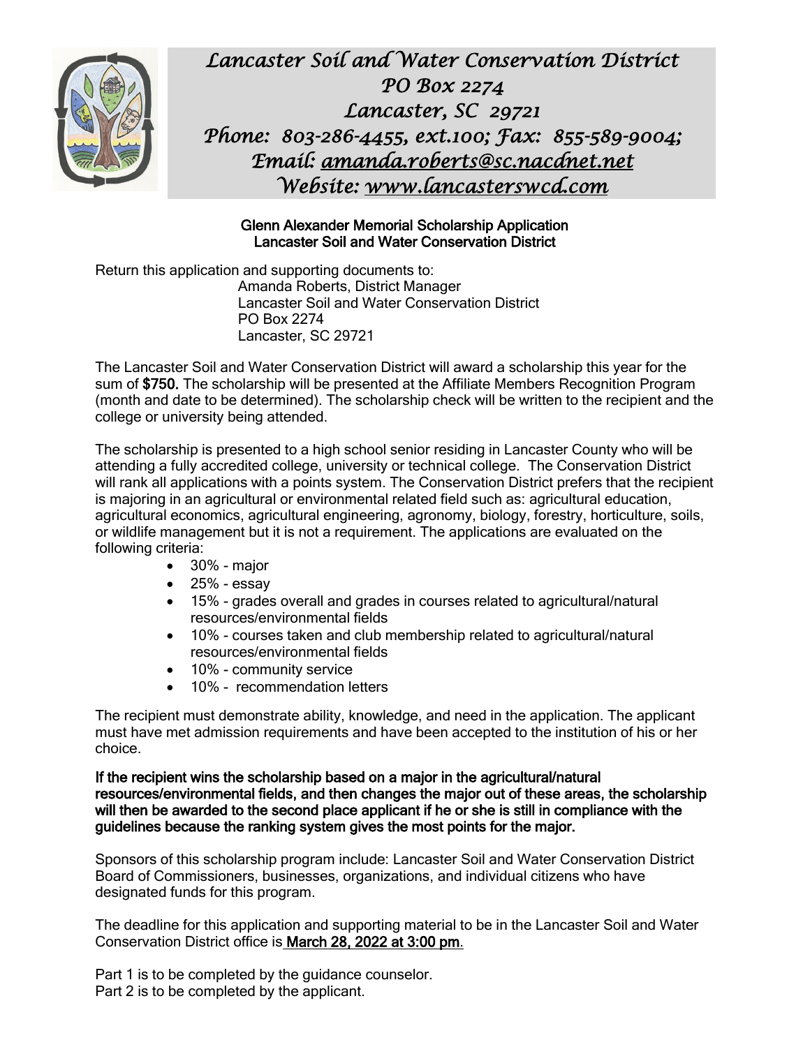*Lancaster Soil and Water Conservation District*
*PO Box 2274*
*Lancaster, SC 29721*
*Phone: 803-286-4455, ext.100; Fax: 855-589-9004;*
*Email: amanda.roberts@sc.nacdnet.net*
*Website: www.lancasterswcd.com*

**Glenn Alexander Memorial Scholarship Application**
**Lancaster Soil and Water Conservation District**

Return this application and supporting documents to:

Amanda Roberts, District Manager
Lancaster Soil and Water Conservation District
PO Box 2274
Lancaster, SC 29721

The Lancaster Soil and Water Conservation District will award a scholarship this year for the sum of **$750.** The scholarship will be presented at the Affiliate Members Recognition Program (month and date to be determined). The scholarship check will be written to the recipient and the college or university being attended.

The scholarship is presented to a high school senior residing in Lancaster County who will be attending a fully accredited college, university or technical college. The Conservation District will rank all applications with a points system. The Conservation District prefers that the recipient is majoring in an agricultural or environmental related field such as: agricultural education, agricultural economics, agricultural engineering, agronomy, biology, forestry, horticulture, soils, or wildlife management but it is not a requirement. The applications are evaluated on the following criteria:

- 30% - major
- 25% - essay
- 15% - grades overall and grades in courses related to agricultural/natural resources/environmental fields
- 10% - courses taken and club membership related to agricultural/natural resources/environmental fields
- 10% - community service
- 10% - recommendation letters

The recipient must demonstrate ability, knowledge, and need in the application. The applicant must have met admission requirements and have been accepted to the institution of his or her choice.

**If the recipient wins the scholarship based on a major in the agricultural/natural resources/environmental fields, and then changes the major out of these areas, the scholarship will then be awarded to the second place applicant if he or she is still in compliance with the guidelines because the ranking system gives the most points for the major.**

Sponsors of this scholarship program include: Lancaster Soil and Water Conservation District Board of Commissioners, businesses, organizations, and individual citizens who have designated funds for this program.

The deadline for this application and supporting material to be in the Lancaster Soil and Water Conservation District office is **March 28, 2022 at 3:00 pm**.

Part 1 is to be completed by the guidance counselor.
Part 2 is to be completed by the applicant.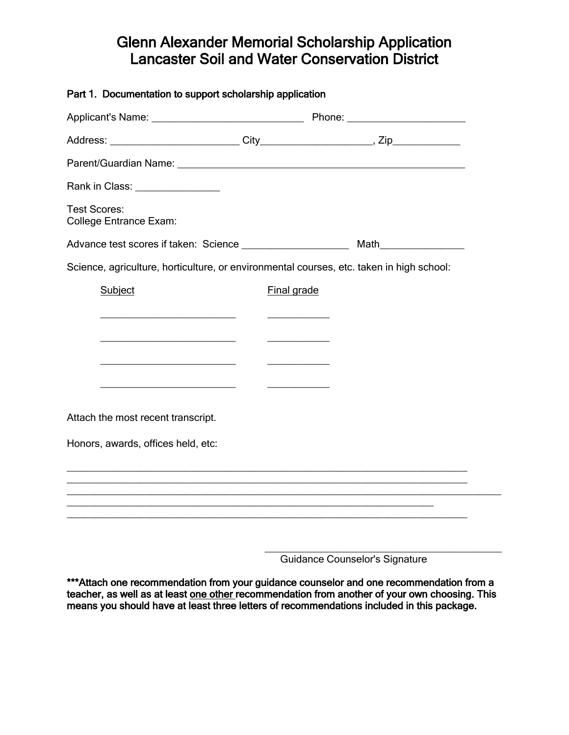# Glenn Alexander Memorial Scholarship Application
# Lancaster Soil and Water Conservation District

**Part 1. Documentation to support scholarship application**

Applicant's Name: ____________________________ Phone: _____________________

Address: _______________________ City___________________, Zip___________

Parent/Guardian Name: _____________________________________________________

Rank in Class: _______________

Test Scores:
College Entrance Exam:

Advance test scores if taken: Science ___________________ Math_______________

Science, agriculture, horticulture, or environmental courses, etc. taken in high school:

| Subject | Final grade |
| --- | --- |
| _________________________ | ___________ |
| _________________________ | ___________ |
| _________________________ | ___________ |
| _________________________ | ___________ |

Attach the most recent transcript.

Honors, awards, offices held, etc:

___________________________________________________________________________
___________________________________________________________________________
___________________________________________________________________________
___________________________________________________________________________
___________________________________________________________________________

_____________________________________________
Guidance Counselor's Signature

**\*\*\*Attach one recommendation from your guidance counselor and one recommendation from a teacher, as well as at least <u>one other</u> recommendation from another of your own choosing. This means you should have at least three letters of recommendations included in this package.**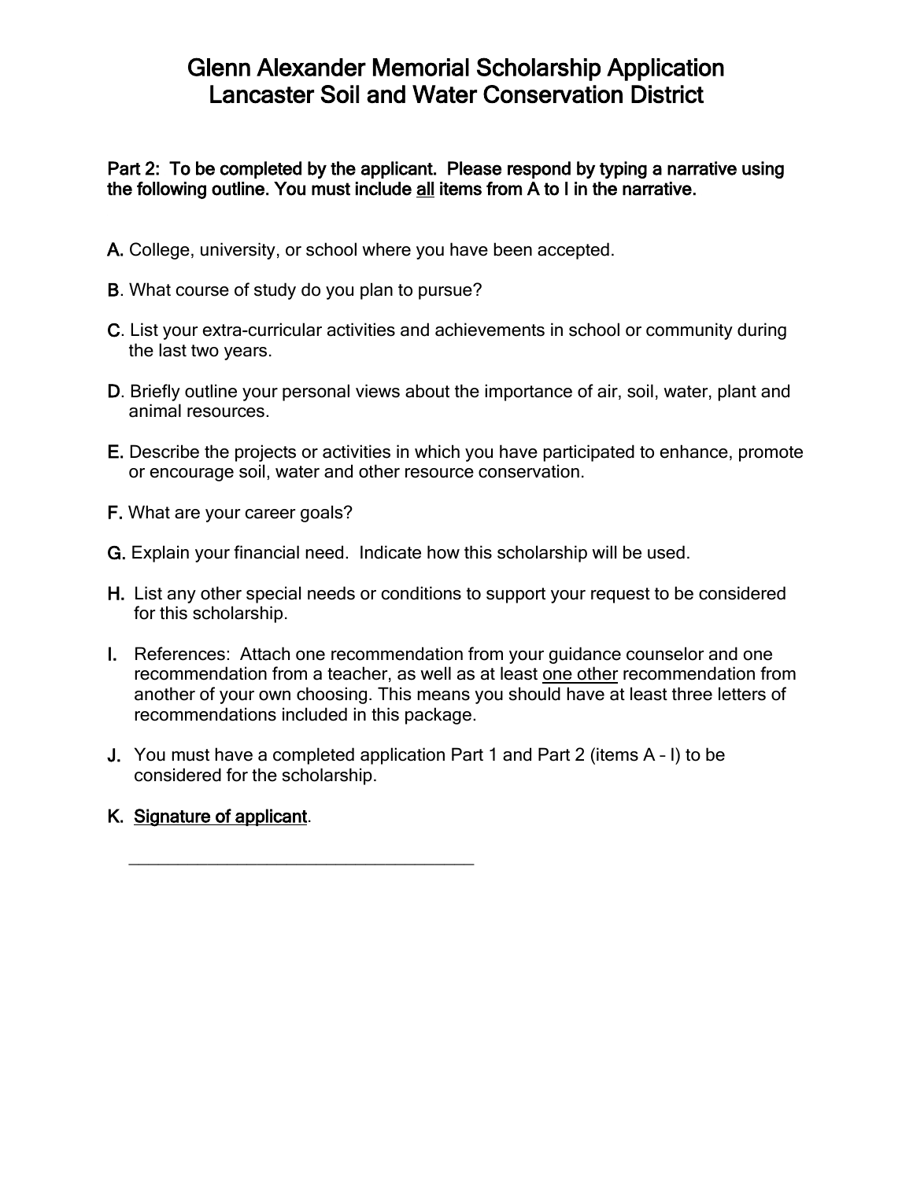# Glenn Alexander Memorial Scholarship Application
# Lancaster Soil and Water Conservation District

**Part 2: To be completed by the applicant. Please respond by typing a narrative using the following outline. You must include <u>all</u> items from A to I in the narrative.**

**A.** College, university, or school where you have been accepted.

**B**. What course of study do you plan to pursue?

**C**. List your extra-curricular activities and achievements in school or community during the last two years.

**D**. Briefly outline your personal views about the importance of air, soil, water, plant and animal resources.

**E.** Describe the projects or activities in which you have participated to enhance, promote or encourage soil, water and other resource conservation.

**F.** What are your career goals?

**G.** Explain your financial need. Indicate how this scholarship will be used.

**H.** List any other special needs or conditions to support your request to be considered for this scholarship.

**I.** References: Attach one recommendation from your guidance counselor and one recommendation from a teacher, as well as at least <u>one other</u> recommendation from another of your own choosing. This means you should have at least three letters of recommendations included in this package.

**J.** You must have a completed application Part 1 and Part 2 (items A – I) to be considered for the scholarship.

**K.** <u>**Signature of applicant**</u>.

\_\_\_\_\_\_\_\_\_\_\_\_\_\_\_\_\_\_\_\_\_\_\_\_\_\_\_\_\_\_\_\_\_\_\_\_\_\_\_\_